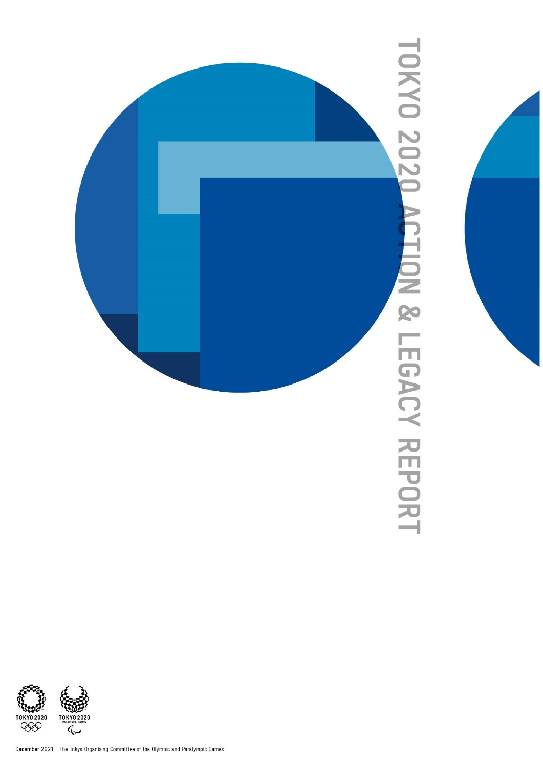# TOKYO 2020 ACTION & LEGACY REPORT

TOKYO 2020

TOKYO 2020 PARALYMPIC GAMES

December 2021 The Tokyo Organising Committee of the Olympic and Paralympic Games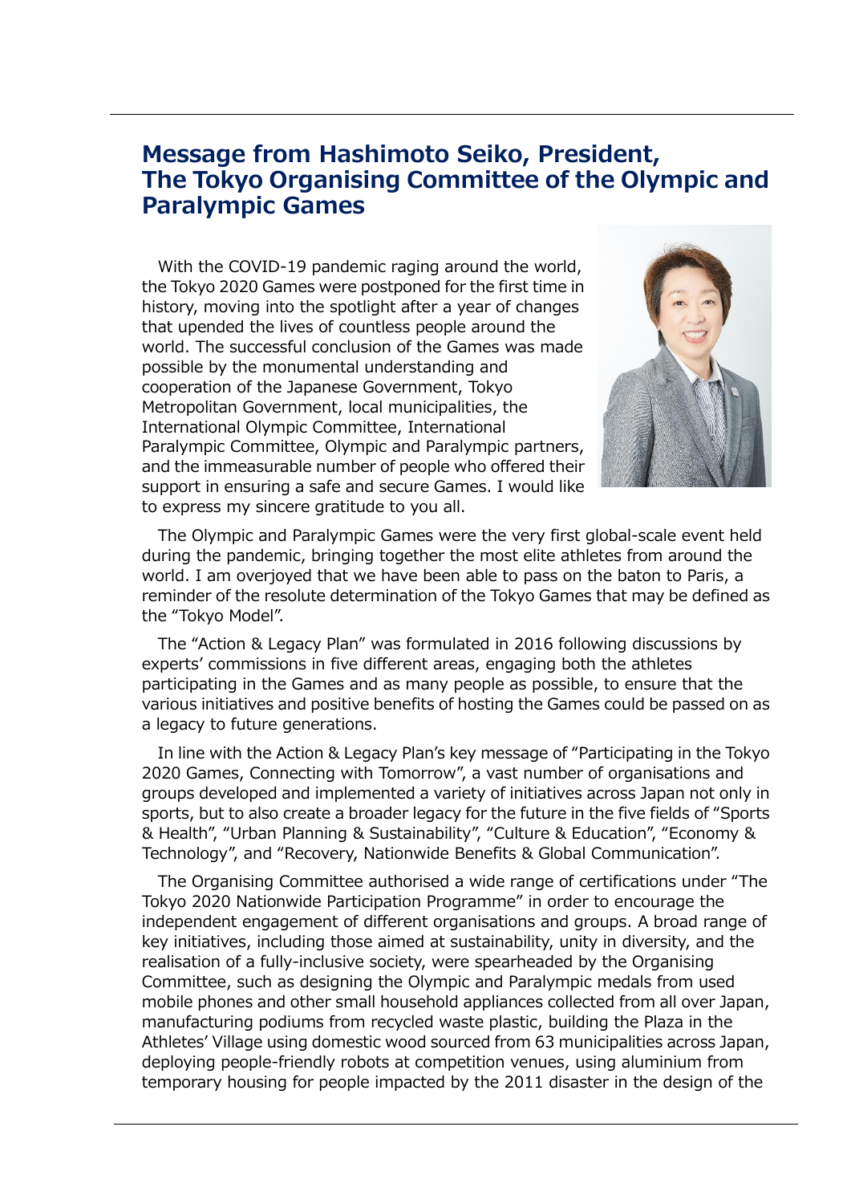# Message from Hashimoto Seiko, President, The Tokyo Organising Committee of the Olympic and Paralympic Games

With the COVID-19 pandemic raging around the world, the Tokyo 2020 Games were postponed for the first time in history, moving into the spotlight after a year of changes that upended the lives of countless people around the world. The successful conclusion of the Games was made possible by the monumental understanding and cooperation of the Japanese Government, Tokyo Metropolitan Government, local municipalities, the International Olympic Committee, International Paralympic Committee, Olympic and Paralympic partners, and the immeasurable number of people who offered their support in ensuring a safe and secure Games. I would like to express my sincere gratitude to you all.

The Olympic and Paralympic Games were the very first global-scale event held during the pandemic, bringing together the most elite athletes from around the world. I am overjoyed that we have been able to pass on the baton to Paris, a reminder of the resolute determination of the Tokyo Games that may be defined as the "Tokyo Model".

The "Action & Legacy Plan" was formulated in 2016 following discussions by experts' commissions in five different areas, engaging both the athletes participating in the Games and as many people as possible, to ensure that the various initiatives and positive benefits of hosting the Games could be passed on as a legacy to future generations.

In line with the Action & Legacy Plan's key message of "Participating in the Tokyo 2020 Games, Connecting with Tomorrow", a vast number of organisations and groups developed and implemented a variety of initiatives across Japan not only in sports, but to also create a broader legacy for the future in the five fields of "Sports & Health", "Urban Planning & Sustainability", "Culture & Education", "Economy & Technology", and "Recovery, Nationwide Benefits & Global Communication".

The Organising Committee authorised a wide range of certifications under "The Tokyo 2020 Nationwide Participation Programme" in order to encourage the independent engagement of different organisations and groups. A broad range of key initiatives, including those aimed at sustainability, unity in diversity, and the realisation of a fully-inclusive society, were spearheaded by the Organising Committee, such as designing the Olympic and Paralympic medals from used mobile phones and other small household appliances collected from all over Japan, manufacturing podiums from recycled waste plastic, building the Plaza in the Athletes' Village using domestic wood sourced from 63 municipalities across Japan, deploying people-friendly robots at competition venues, using aluminium from temporary housing for people impacted by the 2011 disaster in the design of the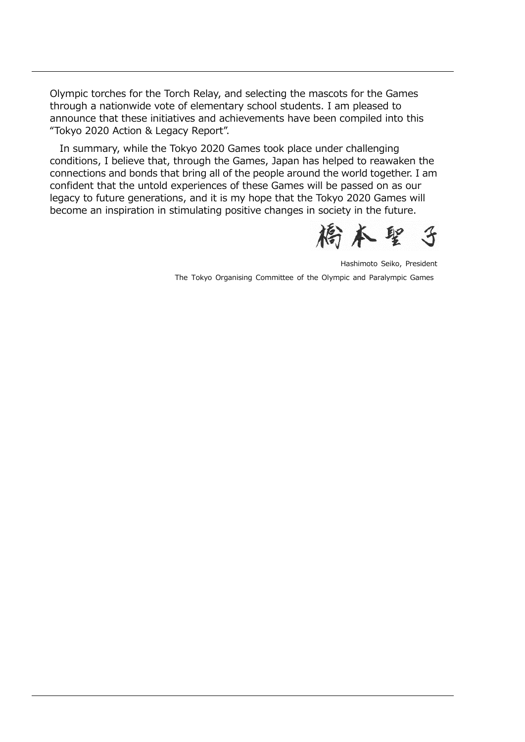Olympic torches for the Torch Relay, and selecting the mascots for the Games through a nationwide vote of elementary school students. I am pleased to announce that these initiatives and achievements have been compiled into this "Tokyo 2020 Action & Legacy Report".

In summary, while the Tokyo 2020 Games took place under challenging conditions, I believe that, through the Games, Japan has helped to reawaken the connections and bonds that bring all of the people around the world together. I am confident that the untold experiences of these Games will be passed on as our legacy to future generations, and it is my hope that the Tokyo 2020 Games will become an inspiration in stimulating positive changes in society in the future.

橋本聖子

Hashimoto Seiko, President

The Tokyo Organising Committee of the Olympic and Paralympic Games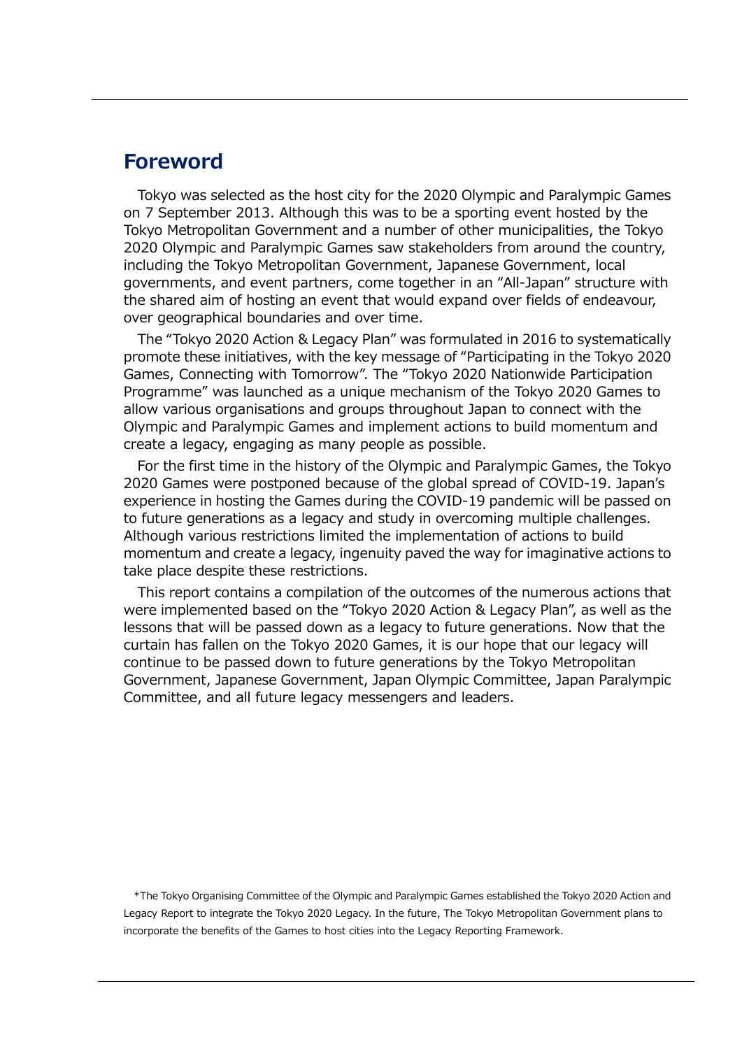## Foreword

Tokyo was selected as the host city for the 2020 Olympic and Paralympic Games on 7 September 2013. Although this was to be a sporting event hosted by the Tokyo Metropolitan Government and a number of other municipalities, the Tokyo 2020 Olympic and Paralympic Games saw stakeholders from around the country, including the Tokyo Metropolitan Government, Japanese Government, local governments, and event partners, come together in an "All-Japan" structure with the shared aim of hosting an event that would expand over fields of endeavour, over geographical boundaries and over time.

The "Tokyo 2020 Action & Legacy Plan" was formulated in 2016 to systematically promote these initiatives, with the key message of "Participating in the Tokyo 2020 Games, Connecting with Tomorrow". The "Tokyo 2020 Nationwide Participation Programme" was launched as a unique mechanism of the Tokyo 2020 Games to allow various organisations and groups throughout Japan to connect with the Olympic and Paralympic Games and implement actions to build momentum and create a legacy, engaging as many people as possible.

For the first time in the history of the Olympic and Paralympic Games, the Tokyo 2020 Games were postponed because of the global spread of COVID-19. Japan's experience in hosting the Games during the COVID-19 pandemic will be passed on to future generations as a legacy and study in overcoming multiple challenges. Although various restrictions limited the implementation of actions to build momentum and create a legacy, ingenuity paved the way for imaginative actions to take place despite these restrictions.

This report contains a compilation of the outcomes of the numerous actions that were implemented based on the "Tokyo 2020 Action & Legacy Plan", as well as the lessons that will be passed down as a legacy to future generations. Now that the curtain has fallen on the Tokyo 2020 Games, it is our hope that our legacy will continue to be passed down to future generations by the Tokyo Metropolitan Government, Japanese Government, Japan Olympic Committee, Japan Paralympic Committee, and all future legacy messengers and leaders.

*The Tokyo Organising Committee of the Olympic and Paralympic Games established the Tokyo 2020 Action and Legacy Report to integrate the Tokyo 2020 Legacy. In the future, The Tokyo Metropolitan Government plans to incorporate the benefits of the Games to host cities into the Legacy Reporting Framework.